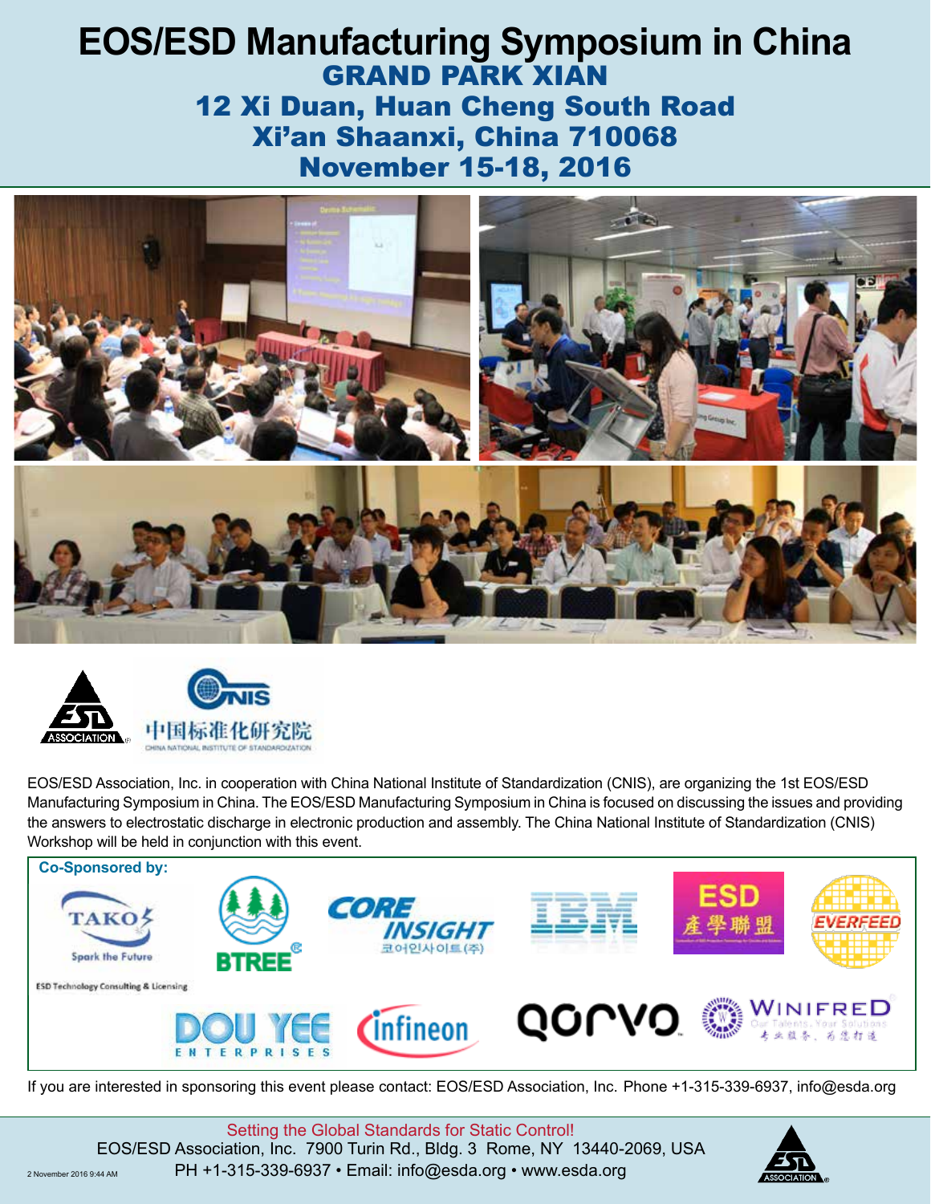# EOS/ESD Manufacturing Symposium in China

## GRAND PARK XIAN
## 12 Xi Duan, Huan Cheng South Road
## Xi'an Shaanxi, China 710068
## November 15-18, 2016

EOS/ESD Association, Inc. in cooperation with China National Institute of Standardization (CNIS), are organizing the 1st EOS/ESD Manufacturing Symposium in China. The EOS/ESD Manufacturing Symposium in China is focused on discussing the issues and providing the answers to electrostatic discharge in electronic production and assembly. The China National Institute of Standardization (CNIS) Workshop will be held in conjunction with this event.

**Co-Sponsored by:**

TAKO – Spark the Future – ESD Technology Consulting & Licensing; BTREE; CORE INSIGHT 코어인사이트(주); IBM; ESD 產學聯盟; EVERFEED; DOU YEE ENTERPRISES; Infineon; Qorvo; WINIFRED – Our Talents, Your Solutions – 专业服务，为您打造

If you are interested in sponsoring this event please contact: EOS/ESD Association, Inc. Phone +1-315-339-6937, info@esda.org

Setting the Global Standards for Static Control!

EOS/ESD Association, Inc. 7900 Turin Rd., Bldg. 3 Rome, NY 13440-2069, USA

PH +1-315-339-6937 • Email: info@esda.org • www.esda.org

2 November 2016 9:44 AM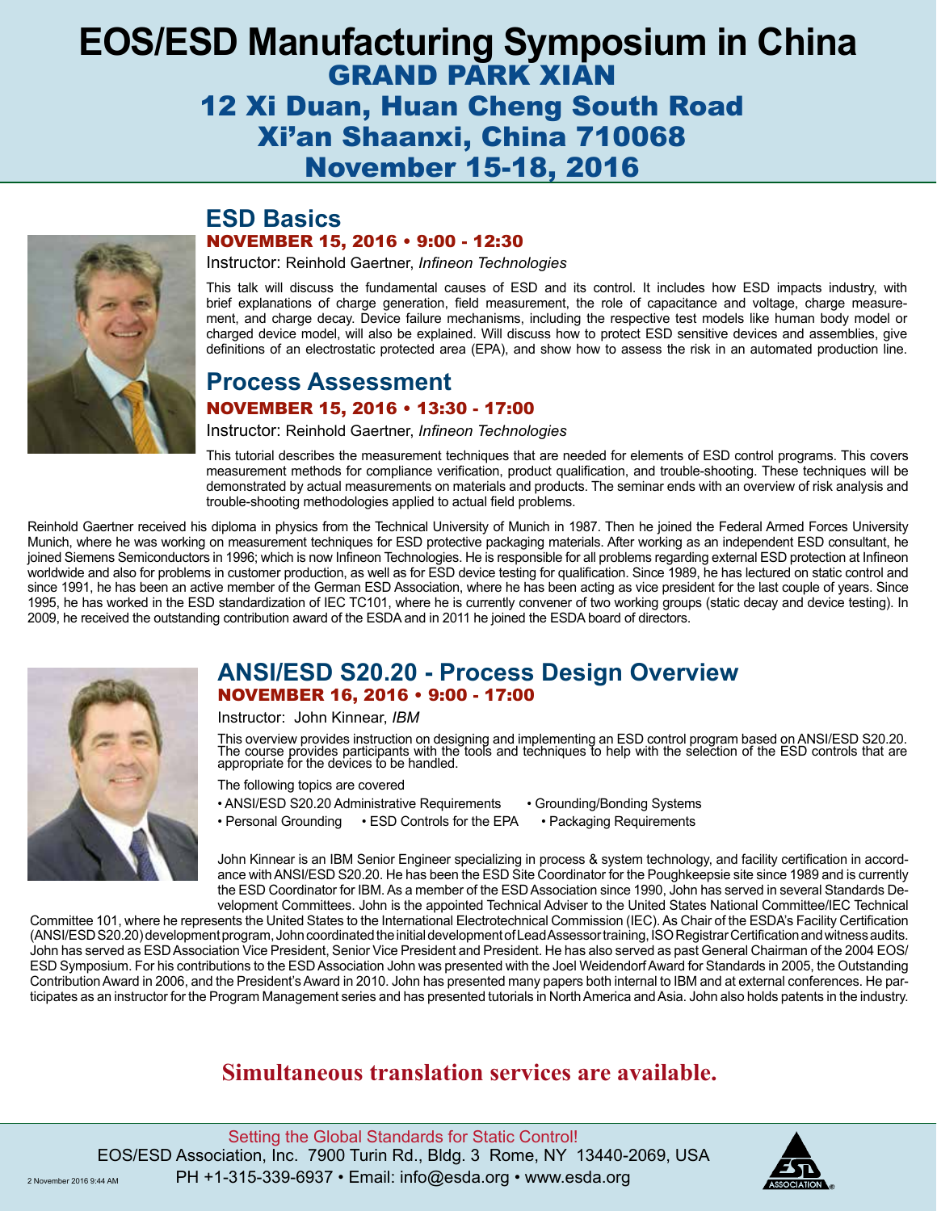# EOS/ESD Manufacturing Symposium in China

## GRAND PARK XIAN
## 12 Xi Duan, Huan Cheng South Road
## Xi'an Shaanxi, China 710068
## November 15-18, 2016

## ESD Basics

**NOVEMBER 15, 2016 • 9:00 - 12:30**

Instructor: Reinhold Gaertner, *Infineon Technologies*

This talk will discuss the fundamental causes of ESD and its control. It includes how ESD impacts industry, with brief explanations of charge generation, field measurement, the role of capacitance and voltage, charge measurement, and charge decay. Device failure mechanisms, including the respective test models like human body model or charged device model, will also be explained. Will discuss how to protect ESD sensitive devices and assemblies, give definitions of an electrostatic protected area (EPA), and show how to assess the risk in an automated production line.

## Process Assessment

**NOVEMBER 15, 2016 • 13:30 - 17:00**

Instructor: Reinhold Gaertner, *Infineon Technologies*

This tutorial describes the measurement techniques that are needed for elements of ESD control programs. This covers measurement methods for compliance verification, product qualification, and trouble-shooting. These techniques will be demonstrated by actual measurements on materials and products. The seminar ends with an overview of risk analysis and trouble-shooting methodologies applied to actual field problems.

Reinhold Gaertner received his diploma in physics from the Technical University of Munich in 1987. Then he joined the Federal Armed Forces University Munich, where he was working on measurement techniques for ESD protective packaging materials. After working as an independent ESD consultant, he joined Siemens Semiconductors in 1996; which is now Infineon Technologies. He is responsible for all problems regarding external ESD protection at Infineon worldwide and also for problems in customer production, as well as for ESD device testing for qualification. Since 1989, he has lectured on static control and since 1991, he has been an active member of the German ESD Association, where he has been acting as vice president for the last couple of years. Since 1995, he has worked in the ESD standardization of IEC TC101, where he is currently convener of two working groups (static decay and device testing). In 2009, he received the outstanding contribution award of the ESDA and in 2011 he joined the ESDA board of directors.

## ANSI/ESD S20.20 - Process Design Overview

**NOVEMBER 16, 2016 • 9:00 - 17:00**

Instructor: John Kinnear, *IBM*

This overview provides instruction on designing and implementing an ESD control program based on ANSI/ESD S20.20. The course provides participants with the tools and techniques to help with the selection of the ESD controls that are appropriate for the devices to be handled.

The following topics are covered

- ANSI/ESD S20.20 Administrative Requirements
- Grounding/Bonding Systems
- Personal Grounding
- ESD Controls for the EPA
- Packaging Requirements

John Kinnear is an IBM Senior Engineer specializing in process & system technology, and facility certification in accordance with ANSI/ESD S20.20. He has been the ESD Site Coordinator for the Poughkeepsie site since 1989 and is currently the ESD Coordinator for IBM. As a member of the ESD Association since 1990, John has served in several Standards Development Committees. John is the appointed Technical Adviser to the United States National Committee/IEC Technical Committee 101, where he represents the United States to the International Electrotechnical Commission (IEC). As Chair of the ESDA's Facility Certification (ANSI/ESD S20.20) development program, John coordinated the initial development of Lead Assessor training, ISO Registrar Certification and witness audits. John has served as ESD Association Vice President, Senior Vice President and President. He has also served as past General Chairman of the 2004 EOS/ESD Symposium. For his contributions to the ESD Association John was presented with the Joel Weidendorf Award for Standards in 2005, the Outstanding Contribution Award in 2006, and the President's Award in 2010. John has presented many papers both internal to IBM and at external conferences. He participates as an instructor for the Program Management series and has presented tutorials in North America and Asia. John also holds patents in the industry.

**Simultaneous translation services are available.**

Setting the Global Standards for Static Control!

EOS/ESD Association, Inc. 7900 Turin Rd., Bldg. 3 Rome, NY 13440-2069, USA

PH +1-315-339-6937 • Email: info@esda.org • www.esda.org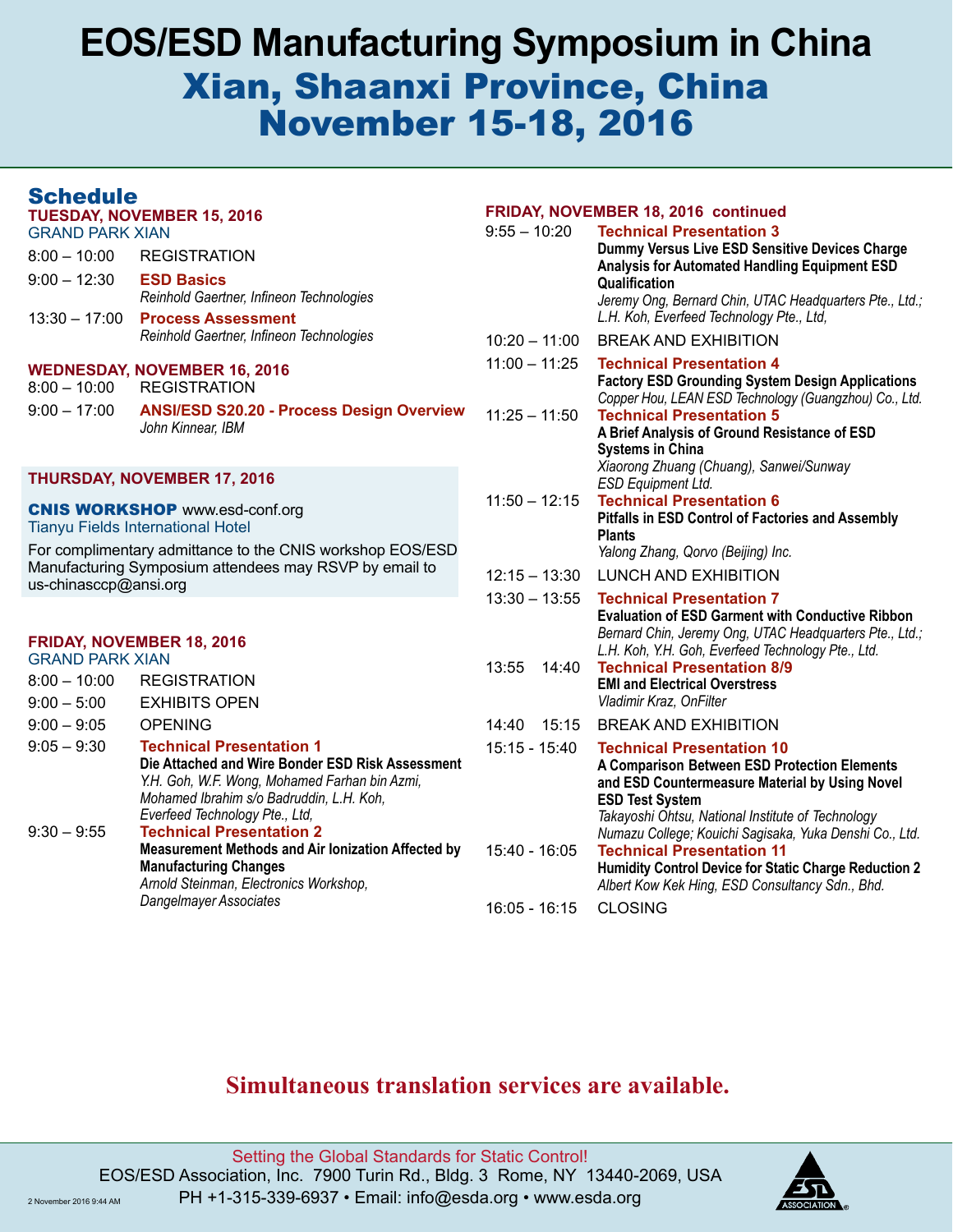# EOS/ESD Manufacturing Symposium in China

## Xian, Shaanxi Province, China
## November 15-18, 2016

## Schedule

### TUESDAY, NOVEMBER 15, 2016
GRAND PARK XIAN

8:00 – 10:00 REGISTRATION

9:00 – 12:30 **ESD Basics**
*Reinhold Gaertner, Infineon Technologies*

13:30 – 17:00 **Process Assessment**
*Reinhold Gaertner, Infineon Technologies*

### WEDNESDAY, NOVEMBER 16, 2016
8:00 – 10:00 REGISTRATION

9:00 – 17:00 **ANSI/ESD S20.20 - Process Design Overview**
*John Kinnear, IBM*

### THURSDAY, NOVEMBER 17, 2016

**CNIS WORKSHOP** www.esd-conf.org
Tianyu Fields International Hotel

For complimentary admittance to the CNIS workshop EOS/ESD Manufacturing Symposium attendees may RSVP by email to us-chinasccp@ansi.org

### FRIDAY, NOVEMBER 18, 2016
GRAND PARK XIAN

8:00 – 10:00 REGISTRATION

9:00 – 5:00 EXHIBITS OPEN

9:00 – 9:05 OPENING

9:05 – 9:30 **Technical Presentation 1**
**Die Attached and Wire Bonder ESD Risk Assessment**
*Y.H. Goh, W.F. Wong, Mohamed Farhan bin Azmi, Mohamed Ibrahim s/o Badruddin, L.H. Koh, Everfeed Technology Pte., Ltd,*

9:30 – 9:55 **Technical Presentation 2**
**Measurement Methods and Air Ionization Affected by Manufacturing Changes**
*Arnold Steinman, Electronics Workshop, Dangelmayer Associates*

### FRIDAY, NOVEMBER 18, 2016 continued

9:55 – 10:20 **Technical Presentation 3**
**Dummy Versus Live ESD Sensitive Devices Charge Analysis for Automated Handling Equipment ESD Qualification**
*Jeremy Ong, Bernard Chin, UTAC Headquarters Pte., Ltd.; L.H. Koh, Everfeed Technology Pte., Ltd,*

10:20 – 11:00 BREAK AND EXHIBITION

11:00 – 11:25 **Technical Presentation 4**
**Factory ESD Grounding System Design Applications**
*Copper Hou, LEAN ESD Technology (Guangzhou) Co., Ltd.*

11:25 – 11:50 **Technical Presentation 5**
**A Brief Analysis of Ground Resistance of ESD Systems in China**
*Xiaorong Zhuang (Chuang), Sanwei/Sunway ESD Equipment Ltd.*

11:50 – 12:15 **Technical Presentation 6**
**Pitfalls in ESD Control of Factories and Assembly Plants**
*Yalong Zhang, Qorvo (Beijing) Inc.*

12:15 – 13:30 LUNCH AND EXHIBITION

13:30 – 13:55 **Technical Presentation 7**
**Evaluation of ESD Garment with Conductive Ribbon**
*Bernard Chin, Jeremy Ong, UTAC Headquarters Pte., Ltd.; L.H. Koh, Y.H. Goh, Everfeed Technology Pte., Ltd.*

13:55 14:40 **Technical Presentation 8/9**
**EMI and Electrical Overstress**
*Vladimir Kraz, OnFilter*

14:40 15:15 BREAK AND EXHIBITION

15:15 - 15:40 **Technical Presentation 10**
**A Comparison Between ESD Protection Elements and ESD Countermeasure Material by Using Novel ESD Test System**
*Takayoshi Ohtsu, National Institute of Technology Numazu College; Kouichi Sagisaka, Yuka Denshi Co., Ltd.*

15:40 - 16:05 **Technical Presentation 11**
**Humidity Control Device for Static Charge Reduction 2**
*Albert Kow Kek Hing, ESD Consultancy Sdn., Bhd.*

16:05 - 16:15 CLOSING

**Simultaneous translation services are available.**

Setting the Global Standards for Static Control!
EOS/ESD Association, Inc. 7900 Turin Rd., Bldg. 3 Rome, NY 13440-2069, USA
PH +1-315-339-6937 • Email: info@esda.org • www.esda.org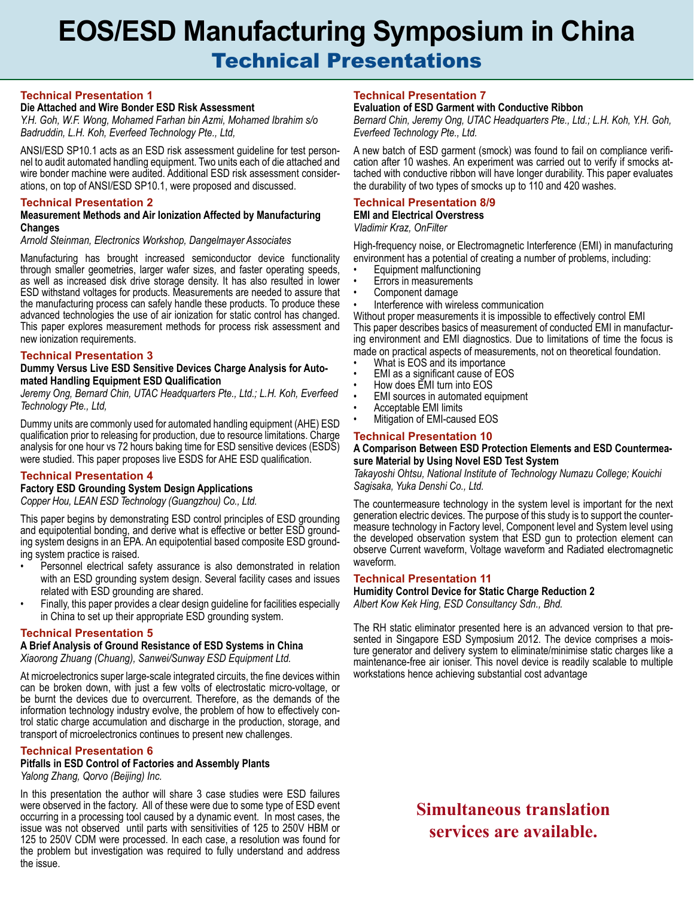# EOS/ESD Manufacturing Symposium in China

## Technical Presentations

### Technical Presentation 1

**Die Attached and Wire Bonder ESD Risk Assessment**

*Y.H. Goh, W.F. Wong, Mohamed Farhan bin Azmi, Mohamed Ibrahim s/o Badruddin, L.H. Koh, Everfeed Technology Pte., Ltd,*

ANSI/ESD SP10.1 acts as an ESD risk assessment guideline for test personnel to audit automated handling equipment. Two units each of die attached and wire bonder machine were audited. Additional ESD risk assessment considerations, on top of ANSI/ESD SP10.1, were proposed and discussed.

### Technical Presentation 2

**Measurement Methods and Air Ionization Affected by Manufacturing Changes**

*Arnold Steinman, Electronics Workshop, Dangelmayer Associates*

Manufacturing has brought increased semiconductor device functionality through smaller geometries, larger wafer sizes, and faster operating speeds, as well as increased disk drive storage density. It has also resulted in lower ESD withstand voltages for products. Measurements are needed to assure that the manufacturing process can safely handle these products. To produce these advanced technologies the use of air ionization for static control has changed. This paper explores measurement methods for process risk assessment and new ionization requirements.

### Technical Presentation 3

**Dummy Versus Live ESD Sensitive Devices Charge Analysis for Automated Handling Equipment ESD Qualification**

*Jeremy Ong, Bernard Chin, UTAC Headquarters Pte., Ltd.; L.H. Koh, Everfeed Technology Pte., Ltd,*

Dummy units are commonly used for automated handling equipment (AHE) ESD qualification prior to releasing for production, due to resource limitations. Charge analysis for one hour vs 72 hours baking time for ESD sensitive devices (ESDS) were studied. This paper proposes live ESDS for AHE ESD qualification.

### Technical Presentation 4

**Factory ESD Grounding System Design Applications**

*Copper Hou, LEAN ESD Technology (Guangzhou) Co., Ltd.*

This paper begins by demonstrating ESD control principles of ESD grounding and equipotential bonding, and derive what is effective or better ESD grounding system designs in an EPA. An equipotential based composite ESD grounding system practice is raised.

- Personnel electrical safety assurance is also demonstrated in relation with an ESD grounding system design. Several facility cases and issues related with ESD grounding are shared.
- Finally, this paper provides a clear design guideline for facilities especially in China to set up their appropriate ESD grounding system.

### Technical Presentation 5

**A Brief Analysis of Ground Resistance of ESD Systems in China**

*Xiaorong Zhuang (Chuang), Sanwei/Sunway ESD Equipment Ltd.*

At microelectronics super large-scale integrated circuits, the fine devices within can be broken down, with just a few volts of electrostatic micro-voltage, or be burnt the devices due to overcurrent. Therefore, as the demands of the information technology industry evolve, the problem of how to effectively control static charge accumulation and discharge in the production, storage, and transport of microelectronics continues to present new challenges.

### Technical Presentation 6

**Pitfalls in ESD Control of Factories and Assembly Plants**

*Yalong Zhang, Qorvo (Beijing) Inc.*

In this presentation the author will share 3 case studies were ESD failures were observed in the factory. All of these were due to some type of ESD event occurring in a processing tool caused by a dynamic event. In most cases, the issue was not observed until parts with sensitivities of 125 to 250V HBM or 125 to 250V CDM were processed. In each case, a resolution was found for the problem but investigation was required to fully understand and address the issue.

### Technical Presentation 7

**Evaluation of ESD Garment with Conductive Ribbon**

*Bernard Chin, Jeremy Ong, UTAC Headquarters Pte., Ltd.; L.H. Koh, Y.H. Goh, Everfeed Technology Pte., Ltd.*

A new batch of ESD garment (smock) was found to fail on compliance verification after 10 washes. An experiment was carried out to verify if smocks attached with conductive ribbon will have longer durability. This paper evaluates the durability of two types of smocks up to 110 and 420 washes.

### Technical Presentation 8/9

**EMI and Electrical Overstress**

*Vladimir Kraz, OnFilter*

High-frequency noise, or Electromagnetic Interference (EMI) in manufacturing environment has a potential of creating a number of problems, including:

- Equipment malfunctioning
- Errors in measurements
- Component damage
- Interference with wireless communication

Without proper measurements it is impossible to effectively control EMI

This paper describes basics of measurement of conducted EMI in manufacturing environment and EMI diagnostics. Due to limitations of time the focus is made on practical aspects of measurements, not on theoretical foundation.

- What is EOS and its importance
- EMI as a significant cause of EOS
- How does EMI turn into EOS
- EMI sources in automated equipment
- Acceptable EMI limits
- Mitigation of EMI-caused EOS

### Technical Presentation 10

**A Comparison Between ESD Protection Elements and ESD Countermeasure Material by Using Novel ESD Test System**

*Takayoshi Ohtsu, National Institute of Technology Numazu College; Kouichi Sagisaka, Yuka Denshi Co., Ltd.*

The countermeasure technology in the system level is important for the next generation electric devices. The purpose of this study is to support the countermeasure technology in Factory level, Component level and System level using the developed observation system that ESD gun to protection element can observe Current waveform, Voltage waveform and Radiated electromagnetic waveform.

### Technical Presentation 11

**Humidity Control Device for Static Charge Reduction 2**

*Albert Kow Kek Hing, ESD Consultancy Sdn., Bhd.*

The RH static eliminator presented here is an advanced version to that presented in Singapore ESD Symposium 2012. The device comprises a moisture generator and delivery system to eliminate/minimise static charges like a maintenance-free air ioniser. This novel device is readily scalable to multiple workstations hence achieving substantial cost advantage

**Simultaneous translation services are available.**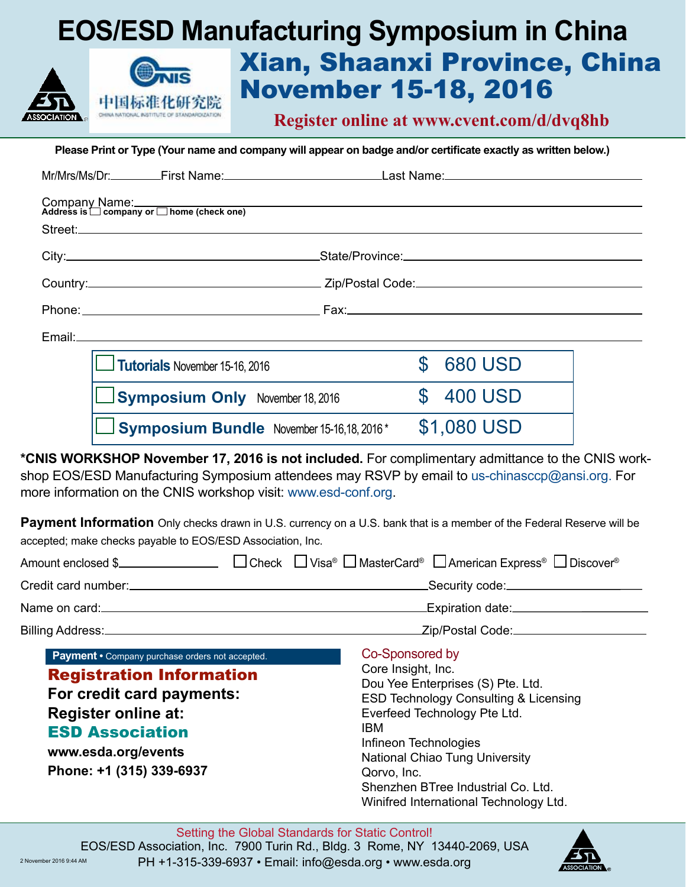# EOS/ESD Manufacturing Symposium in China

## Xian, Shaanxi Province, China
## November 15-18, 2016

**Register online at www.cvent.com/d/dvq8hb**

中国标准化研究院
CHINA NATIONAL INSTITUTE OF STANDARDIZATION

**Please Print or Type (Your name and company will appear on badge and/or certificate exactly as written below.)**

Mr/Mrs/Ms/Dr:________ First Name:____________________________ Last Name:____________________________

Company Name:______________________________________________________________

**Address is ☐ company or ☐ home (check one)**

Street:______________________________________________________________

City:____________________________ State/Province:____________________________

Country:____________________________ Zip/Postal Code:____________________________

Phone:____________________________ Fax:____________________________

Email:______________________________________________________________

| | |
|---|---|
| ☐ **Tutorials** November 15-16, 2016 | $ 680 USD |
| ☐ **Symposium Only** November 18, 2016 | $ 400 USD |
| ☐ **Symposium Bundle** November 15-16,18, 2016 * | $1,080 USD |

**\*CNIS WORKSHOP November 17, 2016 is not included.** For complimentary admittance to the CNIS workshop EOS/ESD Manufacturing Symposium attendees may RSVP by email to us-chinasccp@ansi.org. For more information on the CNIS workshop visit: www.esd-conf.org.

**Payment Information** Only checks drawn in U.S. currency on a U.S. bank that is a member of the Federal Reserve will be accepted; make checks payable to EOS/ESD Association, Inc.

Amount enclosed $______________ ☐ Check ☐ Visa® ☐ MasterCard® ☐ American Express® ☐ Discover®

Credit card number:____________________________ Security code:____________________

Name on card:____________________________ Expiration date:____________________

Billing Address:____________________________ Zip/Postal Code:____________________

**Payment** • Company purchase orders not accepted.

**Registration Information**

**For credit card payments:**
**Register online at:**
**ESD Association**
**www.esda.org/events**
**Phone: +1 (315) 339-6937**

Co-Sponsored by

Core Insight, Inc.
Dou Yee Enterprises (S) Pte. Ltd.
ESD Technology Consulting & Licensing
Everfeed Technology Pte Ltd.
IBM
Infineon Technologies
National Chiao Tung University
Qorvo, Inc.
Shenzhen BTree Industrial Co. Ltd.
Winifred International Technology Ltd.

Setting the Global Standards for Static Control!
EOS/ESD Association, Inc. 7900 Turin Rd., Bldg. 3 Rome, NY 13440-2069, USA
PH +1-315-339-6937 • Email: info@esda.org • www.esda.org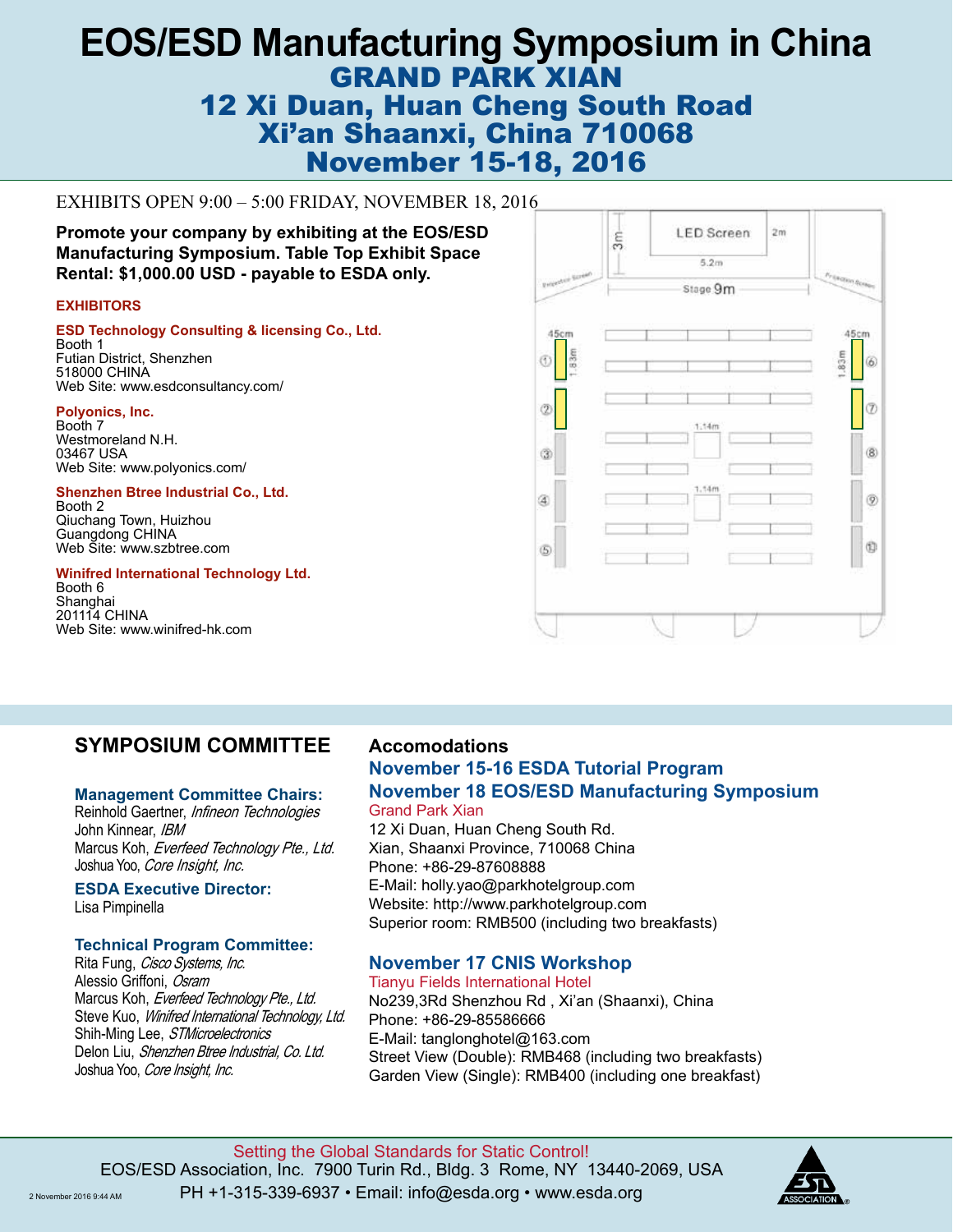# EOS/ESD Manufacturing Symposium in China

## GRAND PARK XIAN
## 12 Xi Duan, Huan Cheng South Road
## Xi'an Shaanxi, China 710068
## November 15-18, 2016

EXHIBITS OPEN 9:00 – 5:00 FRIDAY, NOVEMBER 18, 2016

**Promote your company by exhibiting at the EOS/ESD Manufacturing Symposium. Table Top Exhibit Space Rental: $1,000.00 USD - payable to ESDA only.**

### EXHIBITORS

**ESD Technology Consulting & licensing Co., Ltd.**
Booth 1
Futian District, Shenzhen
518000 CHINA
Web Site: www.esdconsultancy.com/

**Polyonics, Inc.**
Booth 7
Westmoreland N.H.
03467 USA
Web Site: www.polyonics.com/

**Shenzhen Btree Industrial Co., Ltd.**
Booth 2
Qiuchang Town, Huizhou
Guangdong CHINA
Web Site: www.szbtree.com

**Winifred International Technology Ltd.**
Booth 6
Shanghai
201114 CHINA
Web Site: www.winifred-hk.com

LED Screen 2m 3m 5.2m Projection Screen Stage 9m Projection Screen 45cm 1.83m 45cm 1.83m 1.14m 1.14m ① ② ③ ④ ⑤ ⑥ ⑦ ⑧ ⑨ ⑩

## SYMPOSIUM COMMITTEE

### Management Committee Chairs:
Reinhold Gaertner, *Infineon Technologies*
John Kinnear, *IBM*
Marcus Koh, *Everfeed Technology Pte., Ltd.*
Joshua Yoo, *Core Insight, Inc.*

### ESDA Executive Director:
Lisa Pimpinella

### Technical Program Committee:
Rita Fung, *Cisco Systems, Inc.*
Alessio Griffoni, *Osram*
Marcus Koh, *Everfeed Technology Pte., Ltd.*
Steve Kuo, *Winifred International Technology, Ltd.*
Shih-Ming Lee, *STMicroelectronics*
Delon Liu, *Shenzhen Btree Industrial, Co. Ltd.*
Joshua Yoo, *Core Insight, Inc.*

## Accomodations

### November 15-16 ESDA Tutorial Program
### November 18 EOS/ESD Manufacturing Symposium

Grand Park Xian
12 Xi Duan, Huan Cheng South Rd.
Xian, Shaanxi Province, 710068 China
Phone: +86-29-87608888
E-Mail: holly.yao@parkhotelgroup.com
Website: http://www.parkhotelgroup.com
Superior room: RMB500 (including two breakfasts)

### November 17 CNIS Workshop

Tianyu Fields International Hotel
No239,3Rd Shenzhou Rd , Xi'an (Shaanxi), China
Phone: +86-29-85586666
E-Mail: tanglonghotel@163.com
Street View (Double): RMB468 (including two breakfasts)
Garden View (Single): RMB400 (including one breakfast)

Setting the Global Standards for Static Control!
EOS/ESD Association, Inc. 7900 Turin Rd., Bldg. 3 Rome, NY 13440-2069, USA
PH +1-315-339-6937 • Email: info@esda.org • www.esda.org

2 November 2016 9:44 AM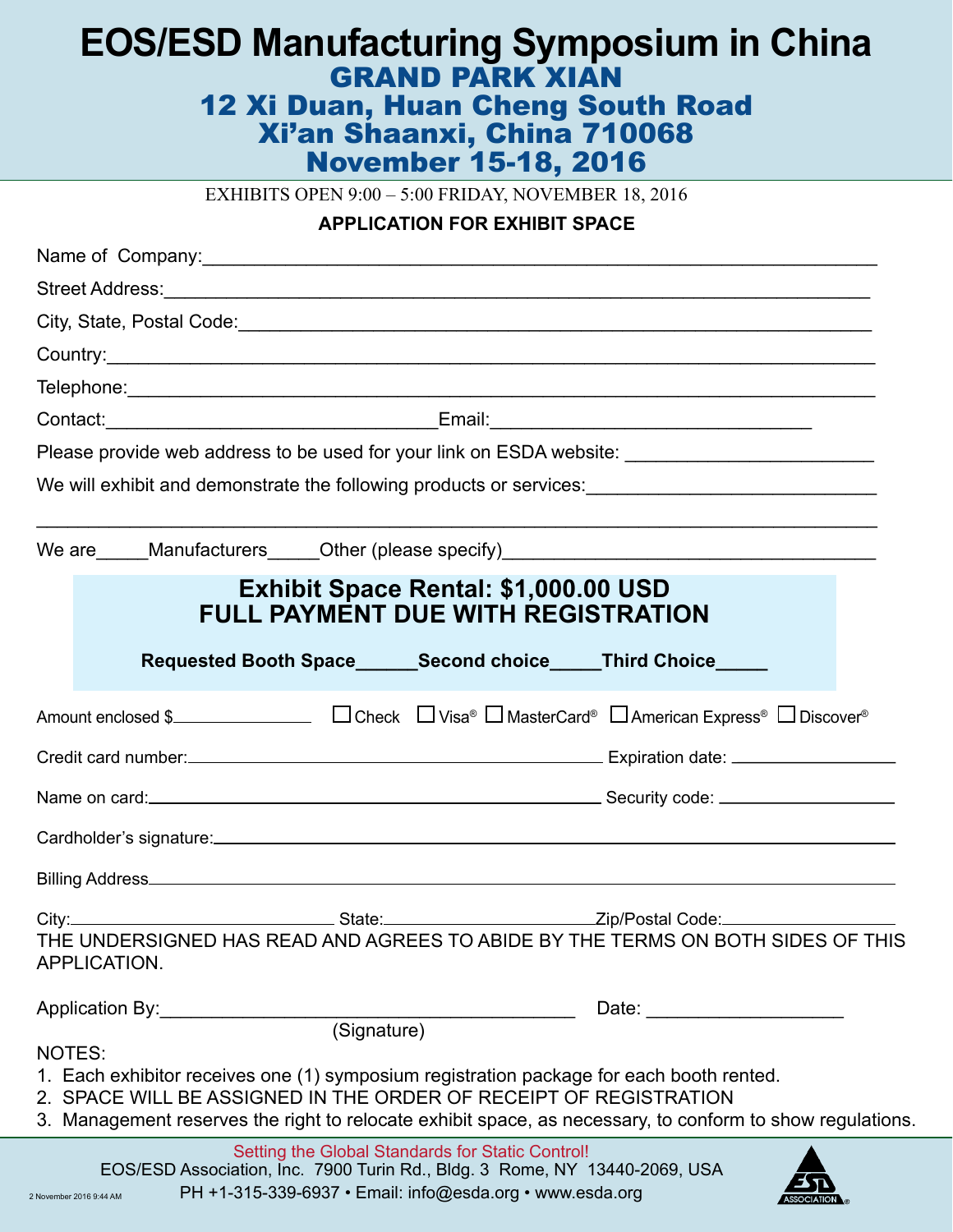# EOS/ESD Manufacturing Symposium in China

## GRAND PARK XIAN
## 12 Xi Duan, Huan Cheng South Road
## Xi'an Shaanxi, China 710068
## November 15-18, 2016

EXHIBITS OPEN 9:00 – 5:00 FRIDAY, NOVEMBER 18, 2016

**APPLICATION FOR EXHIBIT SPACE**

Name of Company:_______________________________________________

Street Address:_______________________________________________

City, State, Postal Code:_______________________________________________

Country:_______________________________________________

Telephone:_______________________________________________

Contact:_________________________ Email:_________________________

Please provide web address to be used for your link on ESDA website: ____________________

We will exhibit and demonstrate the following products or services:____________________

_______________________________________________

We are_____Manufacturers_____Other (please specify)_______________________________

**Exhibit Space Rental: $1,000.00 USD**
**FULL PAYMENT DUE WITH REGISTRATION**

**Requested Booth Space______Second choice_____Third Choice_____**

Amount enclosed $______________ ☐ Check ☐ Visa® ☐ MasterCard® ☐ American Express® ☐ Discover®

Credit card number:_________________________ Expiration date: ______________

Name on card:_________________________ Security code: ______________

Cardholder's signature:_______________________________________________

Billing Address_______________________________________________

City:______________ State:______________ Zip/Postal Code:______________

THE UNDERSIGNED HAS READ AND AGREES TO ABIDE BY THE TERMS ON BOTH SIDES OF THIS APPLICATION.

Application By:_________________________ Date: ______________
(Signature)

NOTES:

1. Each exhibitor receives one (1) symposium registration package for each booth rented.
2. SPACE WILL BE ASSIGNED IN THE ORDER OF RECEIPT OF REGISTRATION
3. Management reserves the right to relocate exhibit space, as necessary, to conform to show regulations.

Setting the Global Standards for Static Control!
EOS/ESD Association, Inc. 7900 Turin Rd., Bldg. 3 Rome, NY 13440-2069, USA
PH +1-315-339-6937 • Email: info@esda.org • www.esda.org

2 November 2016 9:44 AM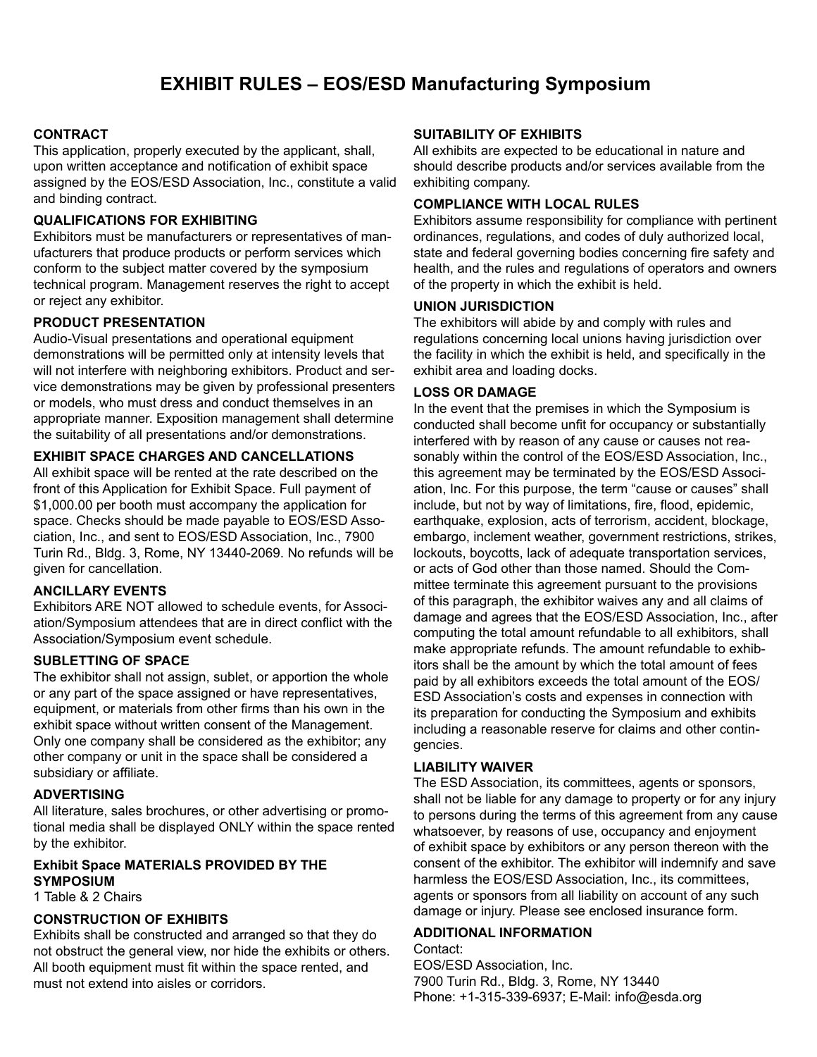# EXHIBIT RULES – EOS/ESD Manufacturing Symposium

## CONTRACT

This application, properly executed by the applicant, shall, upon written acceptance and notification of exhibit space assigned by the EOS/ESD Association, Inc., constitute a valid and binding contract.

## QUALIFICATIONS FOR EXHIBITING

Exhibitors must be manufacturers or representatives of manufacturers that produce products or perform services which conform to the subject matter covered by the symposium technical program. Management reserves the right to accept or reject any exhibitor.

## PRODUCT PRESENTATION

Audio-Visual presentations and operational equipment demonstrations will be permitted only at intensity levels that will not interfere with neighboring exhibitors. Product and service demonstrations may be given by professional presenters or models, who must dress and conduct themselves in an appropriate manner. Exposition management shall determine the suitability of all presentations and/or demonstrations.

## EXHIBIT SPACE CHARGES AND CANCELLATIONS

All exhibit space will be rented at the rate described on the front of this Application for Exhibit Space. Full payment of $1,000.00 per booth must accompany the application for space. Checks should be made payable to EOS/ESD Association, Inc., and sent to EOS/ESD Association, Inc., 7900 Turin Rd., Bldg. 3, Rome, NY 13440-2069. No refunds will be given for cancellation.

## ANCILLARY EVENTS

Exhibitors ARE NOT allowed to schedule events, for Association/Symposium attendees that are in direct conflict with the Association/Symposium event schedule.

## SUBLETTING OF SPACE

The exhibitor shall not assign, sublet, or apportion the whole or any part of the space assigned or have representatives, equipment, or materials from other firms than his own in the exhibit space without written consent of the Management. Only one company shall be considered as the exhibitor; any other company or unit in the space shall be considered a subsidiary or affiliate.

## ADVERTISING

All literature, sales brochures, or other advertising or promotional media shall be displayed ONLY within the space rented by the exhibitor.

## Exhibit Space MATERIALS PROVIDED BY THE SYMPOSIUM

1 Table & 2 Chairs

## CONSTRUCTION OF EXHIBITS

Exhibits shall be constructed and arranged so that they do not obstruct the general view, nor hide the exhibits or others. All booth equipment must fit within the space rented, and must not extend into aisles or corridors.

## SUITABILITY OF EXHIBITS

All exhibits are expected to be educational in nature and should describe products and/or services available from the exhibiting company.

## COMPLIANCE WITH LOCAL RULES

Exhibitors assume responsibility for compliance with pertinent ordinances, regulations, and codes of duly authorized local, state and federal governing bodies concerning fire safety and health, and the rules and regulations of operators and owners of the property in which the exhibit is held.

## UNION JURISDICTION

The exhibitors will abide by and comply with rules and regulations concerning local unions having jurisdiction over the facility in which the exhibit is held, and specifically in the exhibit area and loading docks.

## LOSS OR DAMAGE

In the event that the premises in which the Symposium is conducted shall become unfit for occupancy or substantially interfered with by reason of any cause or causes not reasonably within the control of the EOS/ESD Association, Inc., this agreement may be terminated by the EOS/ESD Association, Inc. For this purpose, the term "cause or causes" shall include, but not by way of limitations, fire, flood, epidemic, earthquake, explosion, acts of terrorism, accident, blockage, embargo, inclement weather, government restrictions, strikes, lockouts, boycotts, lack of adequate transportation services, or acts of God other than those named. Should the Committee terminate this agreement pursuant to the provisions of this paragraph, the exhibitor waives any and all claims of damage and agrees that the EOS/ESD Association, Inc., after computing the total amount refundable to all exhibitors, shall make appropriate refunds. The amount refundable to exhibitors shall be the amount by which the total amount of fees paid by all exhibitors exceeds the total amount of the EOS/ESD Association's costs and expenses in connection with its preparation for conducting the Symposium and exhibits including a reasonable reserve for claims and other contingencies.

## LIABILITY WAIVER

The ESD Association, its committees, agents or sponsors, shall not be liable for any damage to property or for any injury to persons during the terms of this agreement from any cause whatsoever, by reasons of use, occupancy and enjoyment of exhibit space by exhibitors or any person thereon with the consent of the exhibitor. The exhibitor will indemnify and save harmless the EOS/ESD Association, Inc., its committees, agents or sponsors from all liability on account of any such damage or injury. Please see enclosed insurance form.

## ADDITIONAL INFORMATION

Contact:
EOS/ESD Association, Inc.
7900 Turin Rd., Bldg. 3, Rome, NY 13440
Phone: +1-315-339-6937; E-Mail: info@esda.org